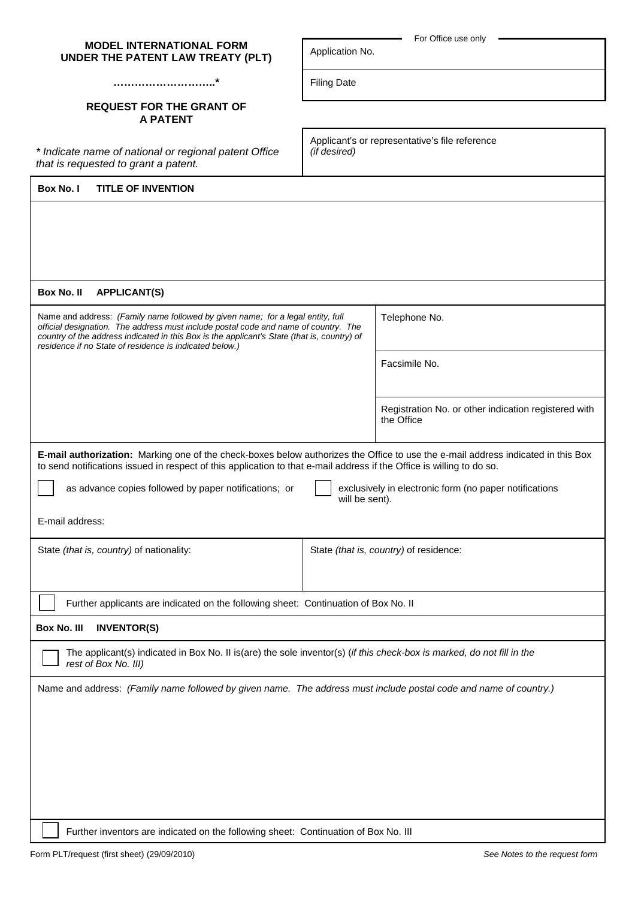**MODEL INTERNATIONAL FORM UNDER THE PATENT LAW TREATY (PLT)**

**………………………..\***

**REQUEST FOR THE GRANT OF A PATENT**

*\* Indicate name of national or regional patent Office that is requested to grant a patent.*

| For Office use only |
|---|
| Application No. |
| Filing Date |

Applicant's or representative's file reference *(if desired)*

**Box No. I TITLE OF INVENTION**

**Box No. II APPLICANT(S)**

| Name and address: *(Family name followed by given name; for a legal entity, full official designation. The address must include postal code and name of country. The country of the address indicated in this Box is the applicant's State (that is, country) of residence if no State of residence is indicated below.)* | Telephone No. |
|---|---|
| | Facsimile No. |
| | Registration No. or other indication registered with the Office |

**E-mail authorization:** Marking one of the check-boxes below authorizes the Office to use the e-mail address indicated in this Box to send notifications issued in respect of this application to that e-mail address if the Office is willing to do so.

☐ as advance copies followed by paper notifications; or ☐ exclusively in electronic form (no paper notifications will be sent).

E-mail address:

| State *(that is, country)* of nationality: | State *(that is, country)* of residence: |
|---|---|

☐ Further applicants are indicated on the following sheet: Continuation of Box No. II

**Box No. III INVENTOR(S)**

☐ The applicant(s) indicated in Box No. II is(are) the sole inventor(s) (*if this check-box is marked, do not fill in the rest of Box No. III)*

Name and address: *(Family name followed by given name. The address must include postal code and name of country.)*

☐ Further inventors are indicated on the following sheet: Continuation of Box No. III

Form PLT/request (first sheet) (29/09/2010) *See Notes to the request form*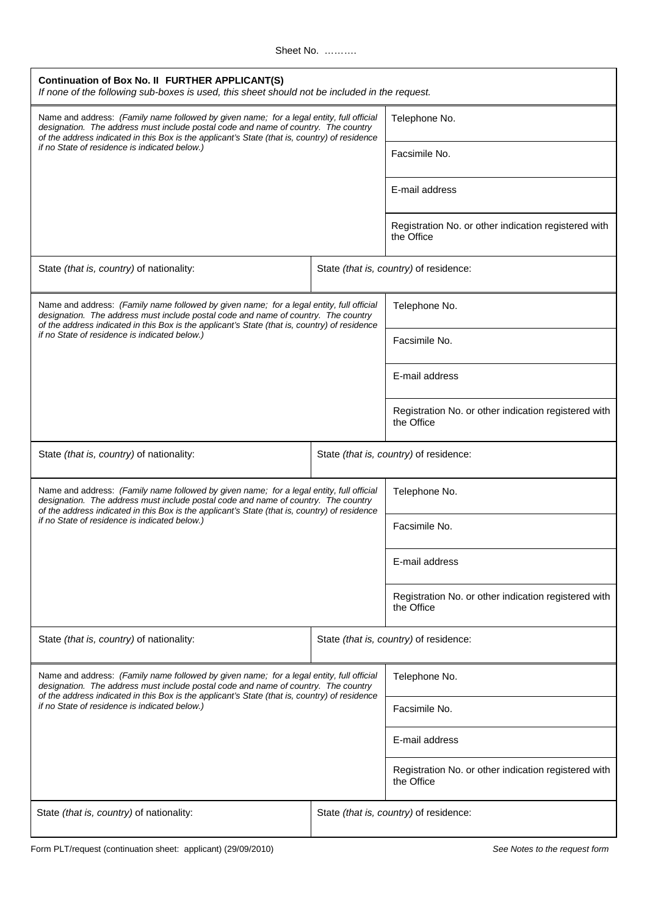Sheet No. ……….

**Continuation of Box No. II FURTHER APPLICANT(S)**

*If none of the following sub-boxes is used, this sheet should not be included in the request.*

| Name and address: *(Family name followed by given name; for a legal entity, full official designation. The address must include postal code and name of country. The country of the address indicated in this Box is the applicant's State (that is, country) of residence if no State of residence is indicated below.)* | Telephone No. |
|---|---|
| | Facsimile No. |
| | E-mail address |
| | Registration No. or other indication registered with the Office |
| State *(that is, country)* of nationality: | State *(that is, country)* of residence: |

| Name and address: *(Family name followed by given name; for a legal entity, full official designation. The address must include postal code and name of country. The country of the address indicated in this Box is the applicant's State (that is, country) of residence if no State of residence is indicated below.)* | Telephone No. |
|---|---|
| | Facsimile No. |
| | E-mail address |
| | Registration No. or other indication registered with the Office |
| State *(that is, country)* of nationality: | State *(that is, country)* of residence: |

| Name and address: *(Family name followed by given name; for a legal entity, full official designation. The address must include postal code and name of country. The country of the address indicated in this Box is the applicant's State (that is, country) of residence if no State of residence is indicated below.)* | Telephone No. |
|---|---|
| | Facsimile No. |
| | E-mail address |
| | Registration No. or other indication registered with the Office |
| State *(that is, country)* of nationality: | State *(that is, country)* of residence: |

| Name and address: *(Family name followed by given name; for a legal entity, full official designation. The address must include postal code and name of country. The country of the address indicated in this Box is the applicant's State (that is, country) of residence if no State of residence is indicated below.)* | Telephone No. |
|---|---|
| | Facsimile No. |
| | E-mail address |
| | Registration No. or other indication registered with the Office |
| State *(that is, country)* of nationality: | State *(that is, country)* of residence: |

Form PLT/request (continuation sheet: applicant) (29/09/2010) *See Notes to the request form*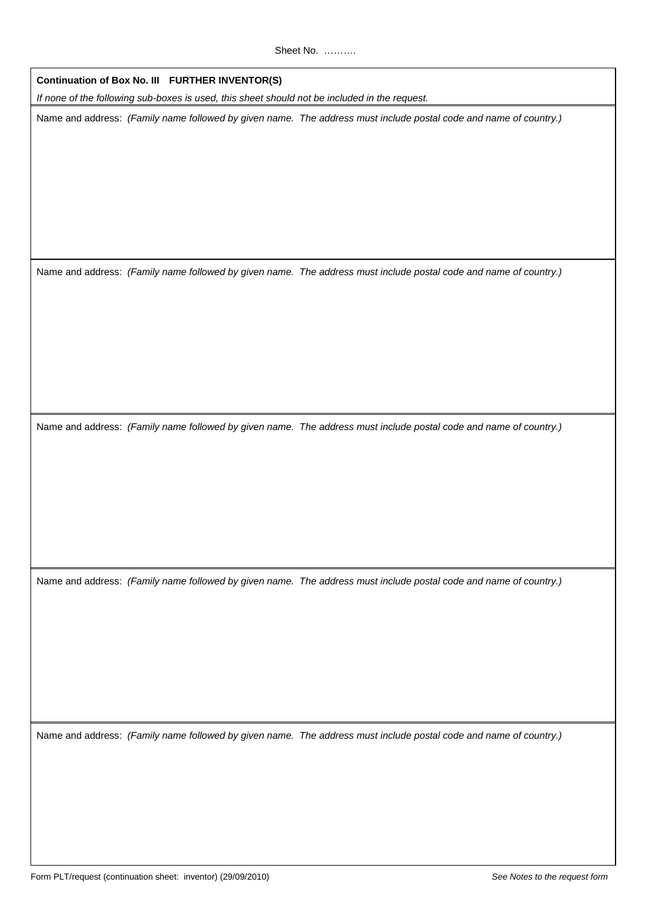Sheet No. ……….

**Continuation of Box No. III FURTHER INVENTOR(S)**

*If none of the following sub-boxes is used, this sheet should not be included in the request.*

Name and address: *(Family name followed by given name. The address must include postal code and name of country.)*

Name and address: *(Family name followed by given name. The address must include postal code and name of country.)*

Name and address: *(Family name followed by given name. The address must include postal code and name of country.)*

Name and address: *(Family name followed by given name. The address must include postal code and name of country.)*

Name and address: *(Family name followed by given name. The address must include postal code and name of country.)*

Form PLT/request (continuation sheet: inventor) (29/09/2010) *See Notes to the request form*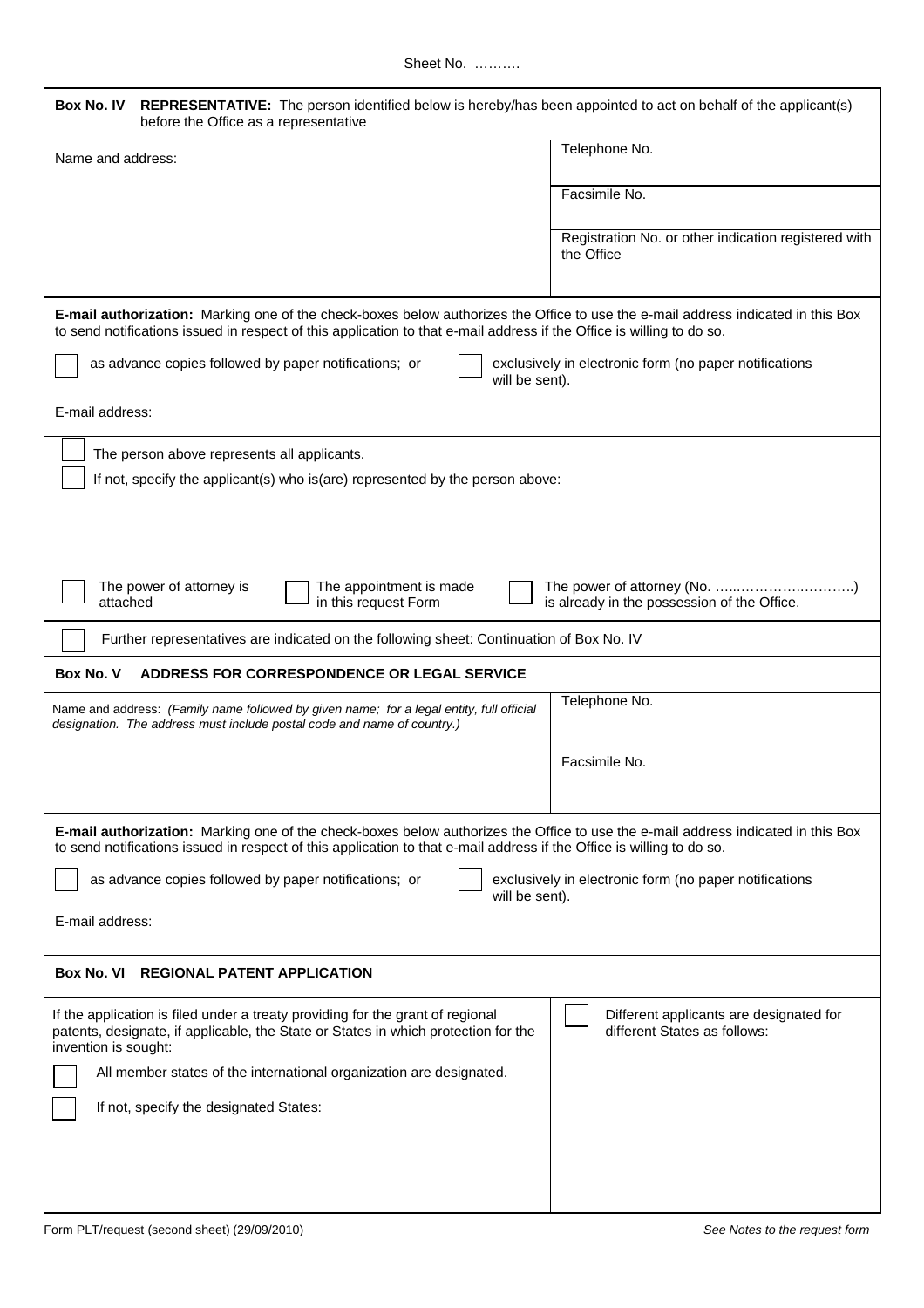Sheet No. ……….

**Box No. IV REPRESENTATIVE:** The person identified below is hereby/has been appointed to act on behalf of the applicant(s) before the Office as a representative

| Name and address: | Telephone No. |
|---|---|
| | Facsimile No. |
| | Registration No. or other indication registered with the Office |

**E-mail authorization:** Marking one of the check-boxes below authorizes the Office to use the e-mail address indicated in this Box to send notifications issued in respect of this application to that e-mail address if the Office is willing to do so.

☐ as advance copies followed by paper notifications; or ☐ exclusively in electronic form (no paper notifications will be sent).

E-mail address:

☐ The person above represents all applicants.

☐ If not, specify the applicant(s) who is(are) represented by the person above:

☐ The power of attorney is attached ☐ The appointment is made in this request Form ☐ The power of attorney (No. ……………………….) is already in the possession of the Office.

☐ Further representatives are indicated on the following sheet: Continuation of Box No. IV

**Box No. V ADDRESS FOR CORRESPONDENCE OR LEGAL SERVICE**

| Name and address: *(Family name followed by given name; for a legal entity, full official designation. The address must include postal code and name of country.)* | Telephone No. |
|---|---|
| | Facsimile No. |

**E-mail authorization:** Marking one of the check-boxes below authorizes the Office to use the e-mail address indicated in this Box to send notifications issued in respect of this application to that e-mail address if the Office is willing to do so.

☐ as advance copies followed by paper notifications; or ☐ exclusively in electronic form (no paper notifications will be sent).

E-mail address:

**Box No. VI REGIONAL PATENT APPLICATION**

If the application is filed under a treaty providing for the grant of regional patents, designate, if applicable, the State or States in which protection for the invention is sought:

☐ All member states of the international organization are designated.

☐ If not, specify the designated States:

☐ Different applicants are designated for different States as follows:

Form PLT/request (second sheet) (29/09/2010) *See Notes to the request form*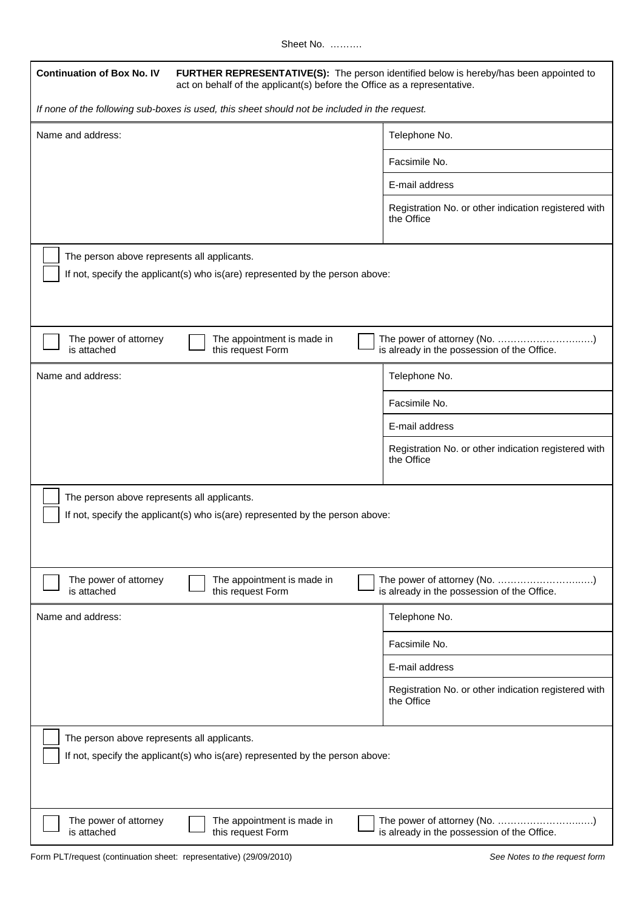Sheet No. ……….

**Continuation of Box No. IV** **FURTHER REPRESENTATIVE(S):** The person identified below is hereby/has been appointed to act on behalf of the applicant(s) before the Office as a representative.

*If none of the following sub-boxes is used, this sheet should not be included in the request.*

| Name and address: | Telephone No. |
|---|---|
| | Facsimile No. |
| | E-mail address |
| | Registration No. or other indication registered with the Office |

☐ The person above represents all applicants.

☐ If not, specify the applicant(s) who is(are) represented by the person above:

☐ The power of attorney is attached ☐ The appointment is made in this request Form ☐ The power of attorney (No. ……………………..….) is already in the possession of the Office.

| Name and address: | Telephone No. |
|---|---|
| | Facsimile No. |
| | E-mail address |
| | Registration No. or other indication registered with the Office |

☐ The person above represents all applicants.

☐ If not, specify the applicant(s) who is(are) represented by the person above:

☐ The power of attorney is attached ☐ The appointment is made in this request Form ☐ The power of attorney (No. ……………………..….) is already in the possession of the Office.

| Name and address: | Telephone No. |
|---|---|
| | Facsimile No. |
| | E-mail address |
| | Registration No. or other indication registered with the Office |

☐ The person above represents all applicants.

☐ If not, specify the applicant(s) who is(are) represented by the person above:

☐ The power of attorney is attached ☐ The appointment is made in this request Form ☐ The power of attorney (No. ……………………..….) is already in the possession of the Office.

Form PLT/request (continuation sheet: representative) (29/09/2010) *See Notes to the request form*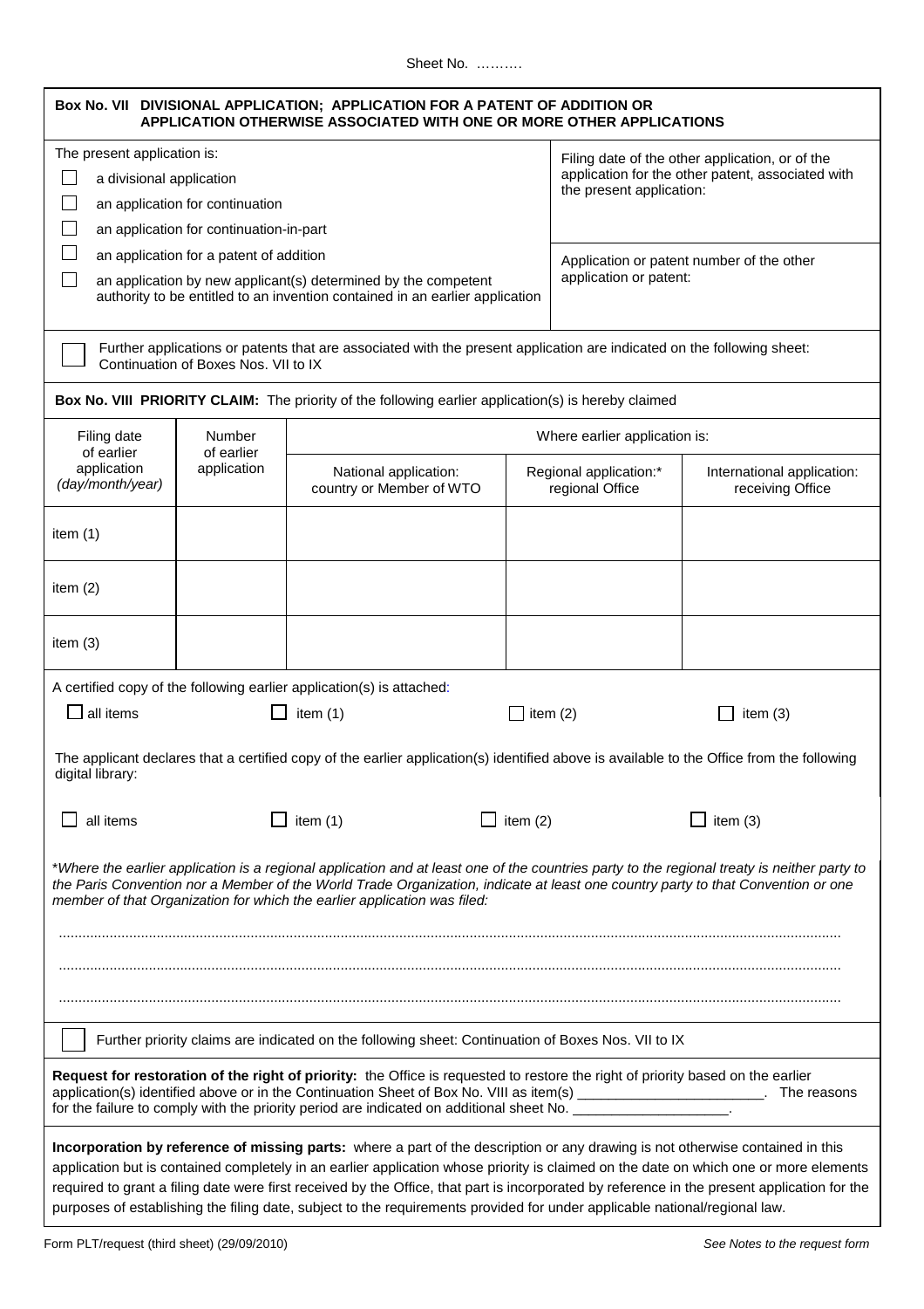Sheet No. ……….

**Box No. VII DIVISIONAL APPLICATION; APPLICATION FOR A PATENT OF ADDITION OR APPLICATION OTHERWISE ASSOCIATED WITH ONE OR MORE OTHER APPLICATIONS**

| The present application is: | |
|---|---|
| ☐ a divisional application<br>☐ an application for continuation<br>☐ an application for continuation-in-part | Filing date of the other application, or of the application for the other patent, associated with the present application: |
| ☐ an application for a patent of addition<br>☐ an application by new applicant(s) determined by the competent authority to be entitled to an invention contained in an earlier application | Application or patent number of the other application or patent: |

☐ Further applications or patents that are associated with the present application are indicated on the following sheet: Continuation of Boxes Nos. VII to IX

**Box No. VIII PRIORITY CLAIM:** The priority of the following earlier application(s) is hereby claimed

| Filing date of earlier application *(day/month/year)* | Number of earlier application | Where earlier application is: | | |
|---|---|---|---|---|
| | | National application: country or Member of WTO | Regional application:* regional Office | International application: receiving Office |
| item (1) | | | | |
| item (2) | | | | |
| item (3) | | | | |

A certified copy of the following earlier application(s) is attached:

☐ all items ☐ item (1) ☐ item (2) ☐ item (3)

The applicant declares that a certified copy of the earlier application(s) identified above is available to the Office from the following digital library:

☐ all items ☐ item (1) ☐ item (2) ☐ item (3)

*\*Where the earlier application is a regional application and at least one of the countries party to the regional treaty is neither party to the Paris Convention nor a Member of the World Trade Organization, indicate at least one country party to that Convention or one member of that Organization for which the earlier application was filed:*

.......................................................................................................................................................................................

.......................................................................................................................................................................................

.......................................................................................................................................................................................

☐ Further priority claims are indicated on the following sheet: Continuation of Boxes Nos. VII to IX

**Request for restoration of the right of priority:** the Office is requested to restore the right of priority based on the earlier application(s) identified above or in the Continuation Sheet of Box No. VIII as item(s) ________________________. The reasons for the failure to comply with the priority period are indicated on additional sheet No. ____________________.

**Incorporation by reference of missing parts:** where a part of the description or any drawing is not otherwise contained in this application but is contained completely in an earlier application whose priority is claimed on the date on which one or more elements required to grant a filing date were first received by the Office, that part is incorporated by reference in the present application for the purposes of establishing the filing date, subject to the requirements provided for under applicable national/regional law.

Form PLT/request (third sheet) (29/09/2010) *See Notes to the request form*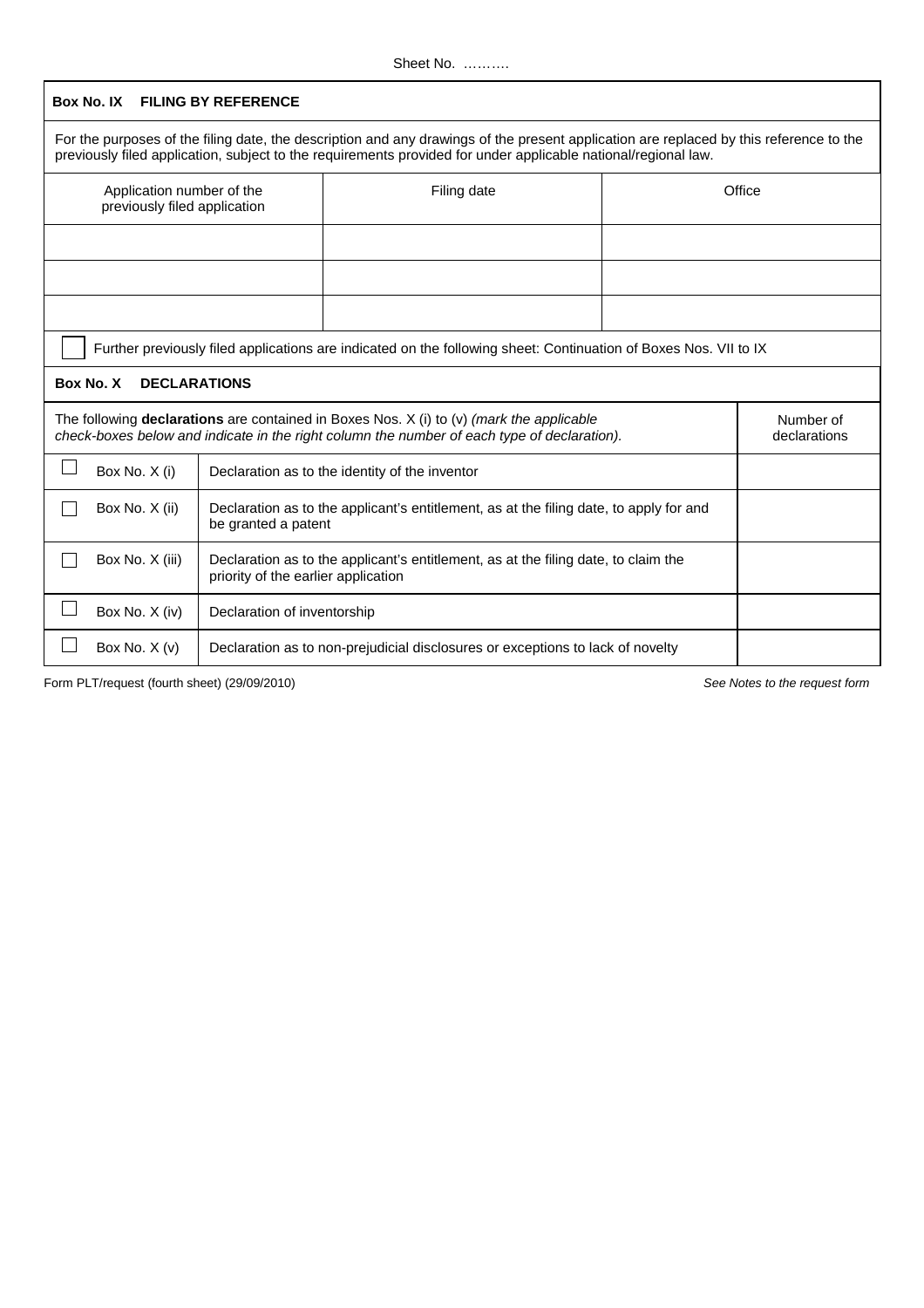Sheet No. ……….

## Box No. IX FILING BY REFERENCE

For the purposes of the filing date, the description and any drawings of the present application are replaced by this reference to the previously filed application, subject to the requirements provided for under applicable national/regional law.

| Application number of the previously filed application | Filing date | Office |
|---|---|---|
| | | |
| | | |
| | | |

☐ Further previously filed applications are indicated on the following sheet: Continuation of Boxes Nos. VII to IX

## Box No. X DECLARATIONS

| The following **declarations** are contained in Boxes Nos. X (i) to (v) *(mark the applicable check-boxes below and indicate in the right column the number of each type of declaration).* | | Number of declarations |
|---|---|---|
| ☐ Box No. X (i) | Declaration as to the identity of the inventor | |
| ☐ Box No. X (ii) | Declaration as to the applicant's entitlement, as at the filing date, to apply for and be granted a patent | |
| ☐ Box No. X (iii) | Declaration as to the applicant's entitlement, as at the filing date, to claim the priority of the earlier application | |
| ☐ Box No. X (iv) | Declaration of inventorship | |
| ☐ Box No. X (v) | Declaration as to non-prejudicial disclosures or exceptions to lack of novelty | |

Form PLT/request (fourth sheet) (29/09/2010) *See Notes to the request form*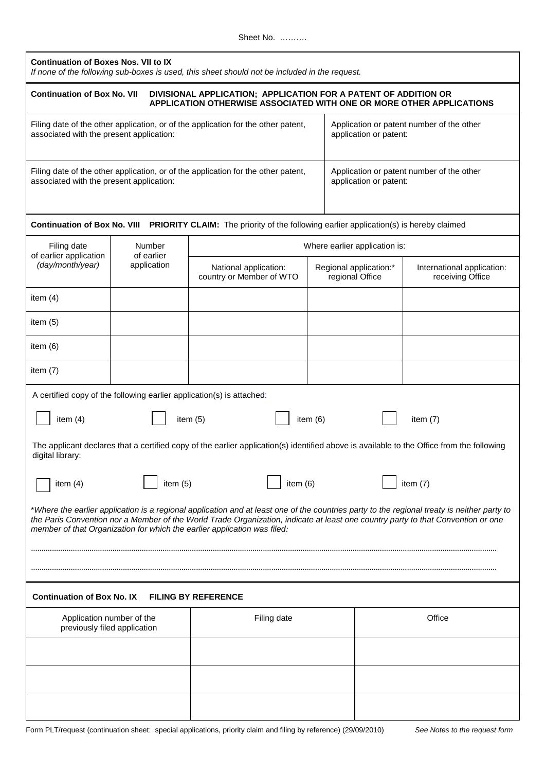Sheet No. ……….

**Continuation of Boxes Nos. VII to IX**
*If none of the following sub-boxes is used, this sheet should not be included in the request.*

**Continuation of Box No. VII DIVISIONAL APPLICATION; APPLICATION FOR A PATENT OF ADDITION OR APPLICATION OTHERWISE ASSOCIATED WITH ONE OR MORE OTHER APPLICATIONS**

| Filing date of the other application, or of the application for the other patent, associated with the present application: | Application or patent number of the other application or patent: |
|---|---|
| Filing date of the other application, or of the application for the other patent, associated with the present application: | Application or patent number of the other application or patent: |

**Continuation of Box No. VIII PRIORITY CLAIM:** The priority of the following earlier application(s) is hereby claimed

| Filing date of earlier application *(day/month/year)* | Number of earlier application | Where earlier application is: | | |
|---|---|---|---|---|
| | | National application: country or Member of WTO | Regional application:* regional Office | International application: receiving Office |
| item (4) | | | | |
| item (5) | | | | |
| item (6) | | | | |
| item (7) | | | | |

A certified copy of the following earlier application(s) is attached:

☐ item (4) ☐ item (5) ☐ item (6) ☐ item (7)

The applicant declares that a certified copy of the earlier application(s) identified above is available to the Office from the following digital library:

☐ item (4) ☐ item (5) ☐ item (6) ☐ item (7)

*\*Where the earlier application is a regional application and at least one of the countries party to the regional treaty is neither party to the Paris Convention nor a Member of the World Trade Organization, indicate at least one country party to that Convention or one member of that Organization for which the earlier application was filed:*

..................................................................................................................................................................................................

..................................................................................................................................................................................................

**Continuation of Box No. IX FILING BY REFERENCE**

| Application number of the previously filed application | Filing date | Office |
|---|---|---|
| | | |
| | | |
| | | |

Form PLT/request (continuation sheet: special applications, priority claim and filing by reference) (29/09/2010) *See Notes to the request form*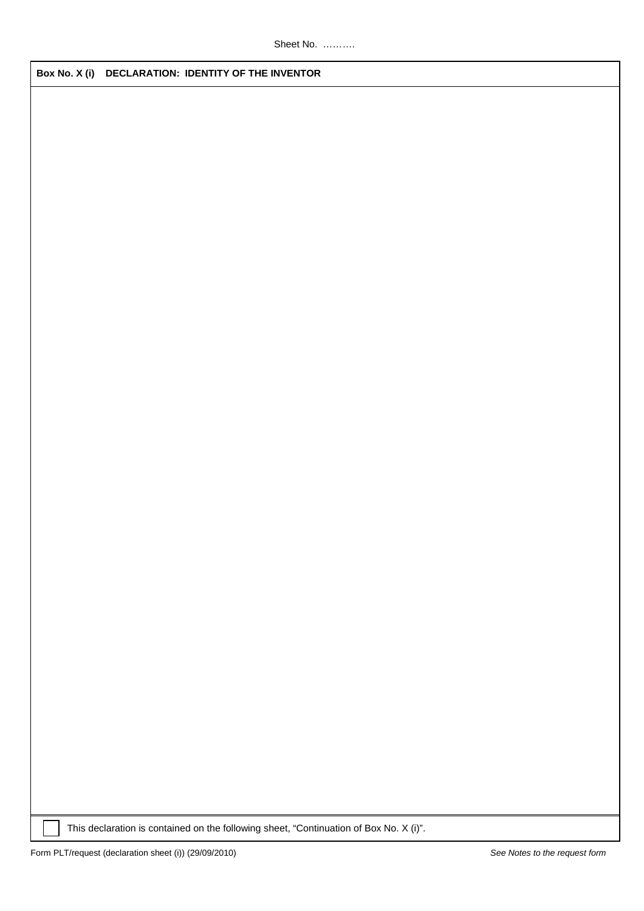Sheet No. ……….

**Box No. X (i) DECLARATION: IDENTITY OF THE INVENTOR**

☐ This declaration is contained on the following sheet, "Continuation of Box No. X (i)".

Form PLT/request (declaration sheet (i)) (29/09/2010) *See Notes to the request form*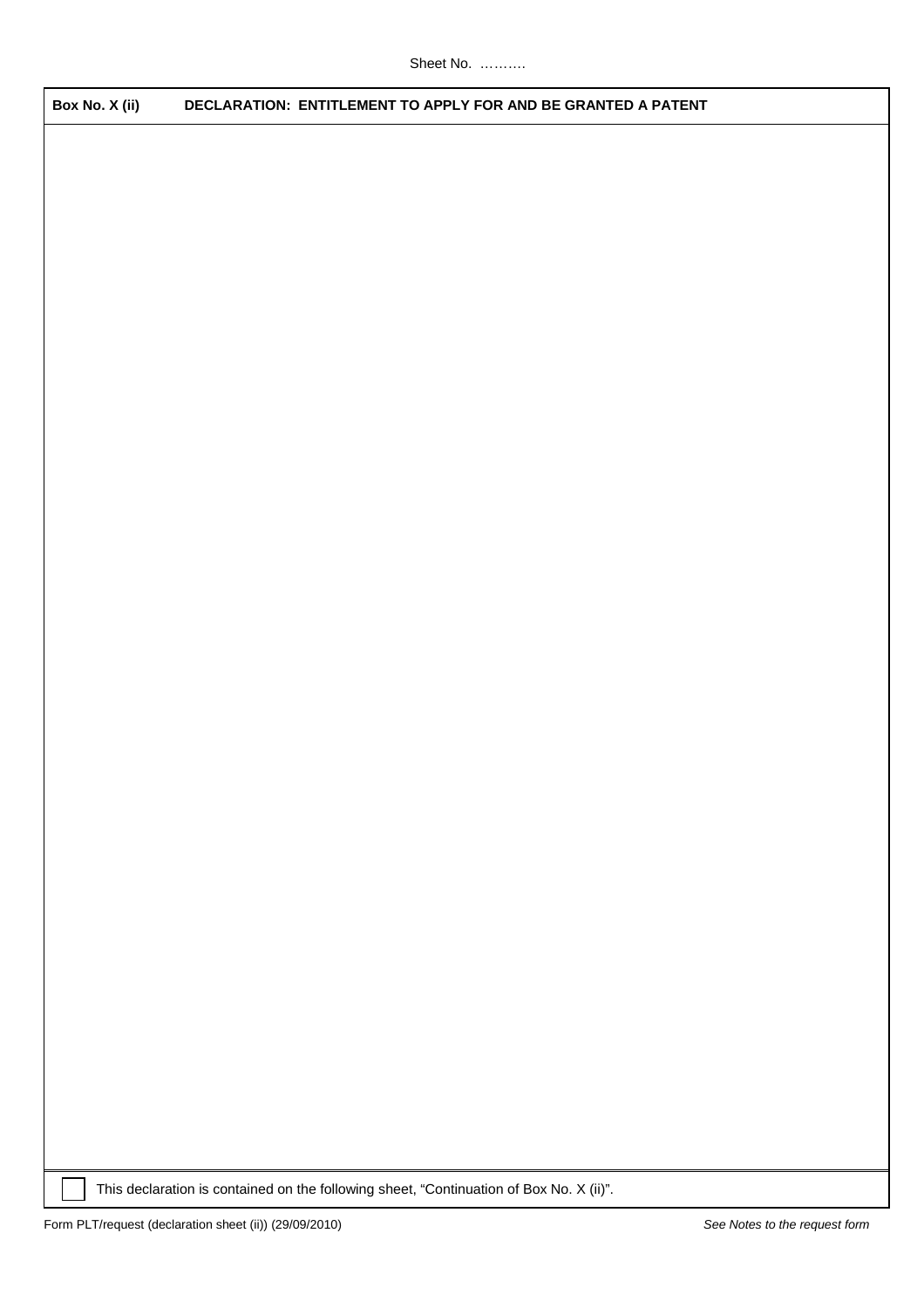Sheet No. ……….

**Box No. X (ii)** **DECLARATION: ENTITLEMENT TO APPLY FOR AND BE GRANTED A PATENT**

☐ This declaration is contained on the following sheet, "Continuation of Box No. X (ii)".

Form PLT/request (declaration sheet (ii)) (29/09/2010) *See Notes to the request form*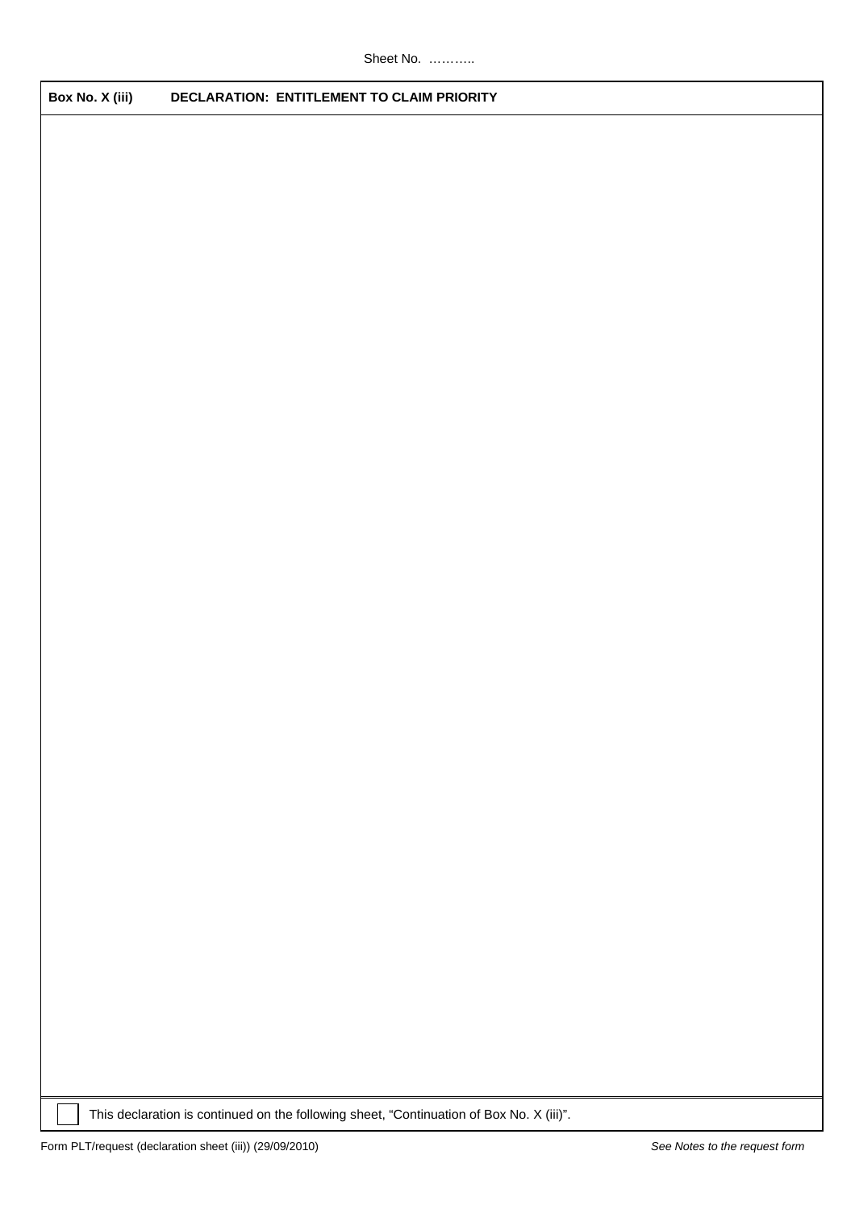Sheet No. ………..

**Box No. X (iii)** **DECLARATION: ENTITLEMENT TO CLAIM PRIORITY**

☐ This declaration is continued on the following sheet, "Continuation of Box No. X (iii)".

Form PLT/request (declaration sheet (iii)) (29/09/2010) *See Notes to the request form*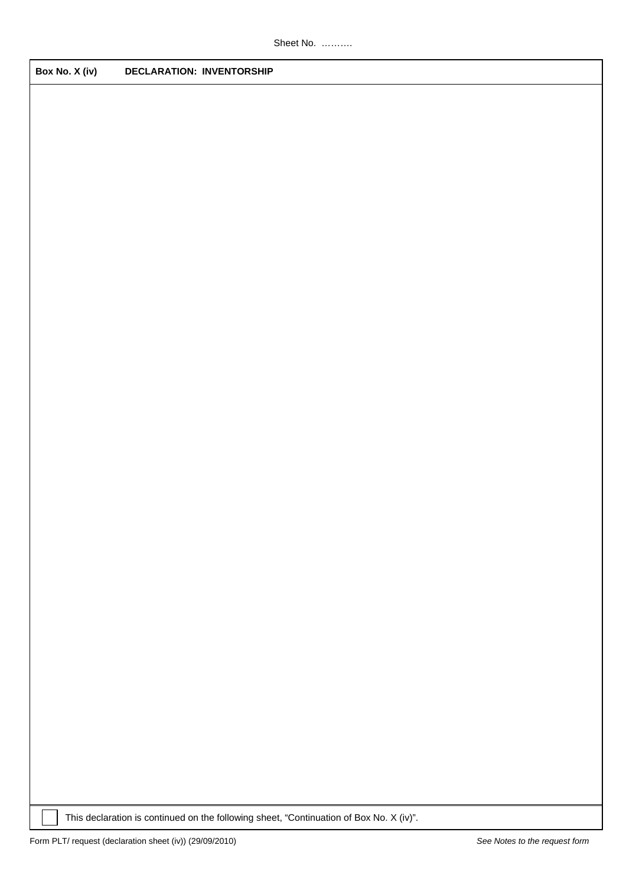Sheet No. ……….

**Box No. X (iv)** **DECLARATION: INVENTORSHIP**

☐ This declaration is continued on the following sheet, "Continuation of Box No. X (iv)".

Form PLT/ request (declaration sheet (iv)) (29/09/2010)

*See Notes to the request form*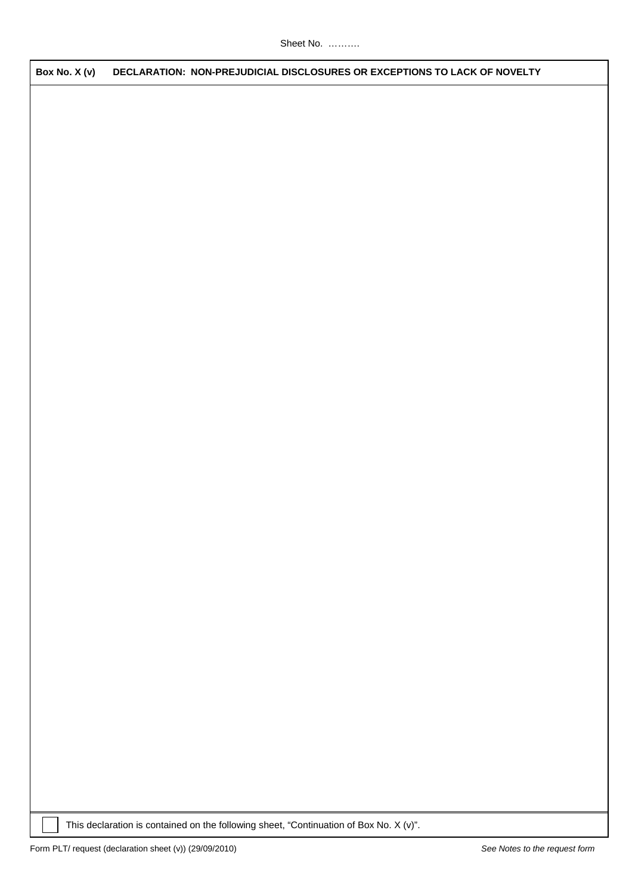Sheet No. ……….

**Box No. X (v)  DECLARATION: NON-PREJUDICIAL DISCLOSURES OR EXCEPTIONS TO LACK OF NOVELTY**

☐ This declaration is contained on the following sheet, "Continuation of Box No. X (v)".

Form PLT/ request (declaration sheet (v)) (29/09/2010)

*See Notes to the request form*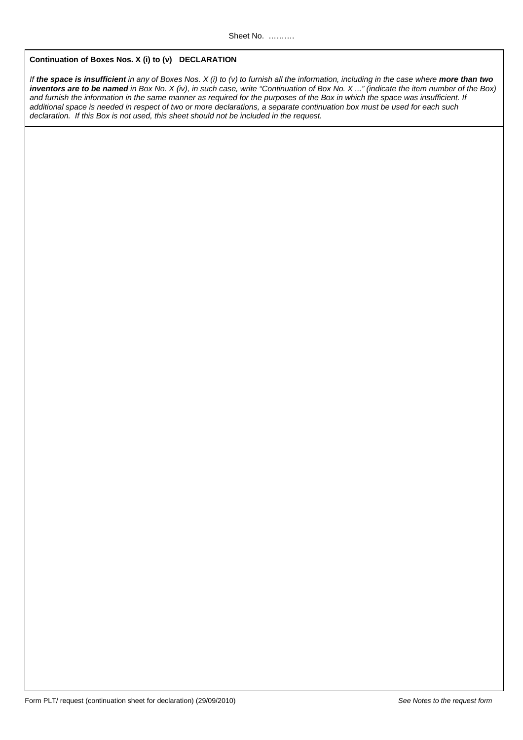Sheet No. ……….

**Continuation of Boxes Nos. X (i) to (v) DECLARATION**

*If* ***the space is insufficient*** *in any of Boxes Nos. X (i) to (v) to furnish all the information, including in the case where* ***more than two inventors are to be named*** *in Box No. X (iv), in such case, write "Continuation of Box No. X ..." (indicate the item number of the Box) and furnish the information in the same manner as required for the purposes of the Box in which the space was insufficient. If additional space is needed in respect of two or more declarations, a separate continuation box must be used for each such declaration. If this Box is not used, this sheet should not be included in the request.*

Form PLT/ request (continuation sheet for declaration) (29/09/2010) *See Notes to the request form*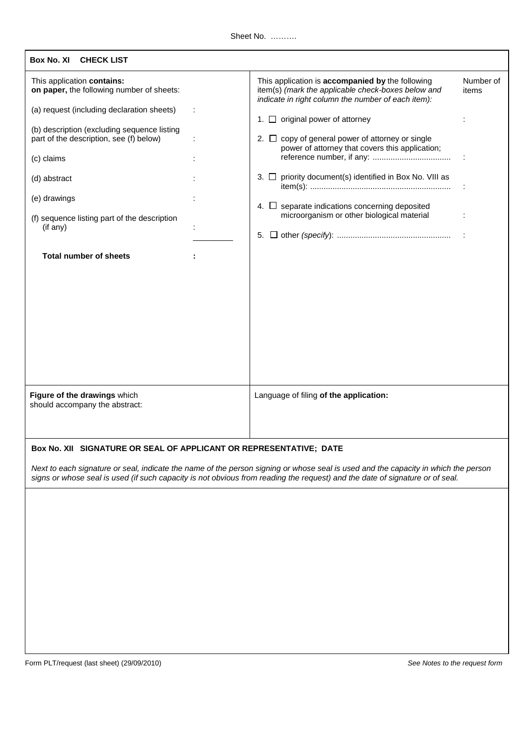Sheet No. ……….

**Box No. XI CHECK LIST**

| This application **contains:** **on paper,** the following number of sheets: | | This application is **accompanied by** the following item(s) *(mark the applicable check-boxes below and indicate in right column the number of each item):* | Number of items |
|---|---|---|---|
| (a) request (including declaration sheets) | : | 1. ☐ original power of attorney | : |
| (b) description (excluding sequence listing part of the description, see (f) below) | : | 2. ☐ copy of general power of attorney or single power of attorney that covers this application; reference number, if any: .................................. | : |
| (c) claims | : | 3. ☐ priority document(s) identified in Box No. VIII as item(s): .............................................................. | : |
| (d) abstract | : | 4. ☐ separate indications concerning deposited microorganism or other biological material | : |
| (e) drawings | : | 5. ☐ other *(specify)*: .................................................. | : |
| (f) sequence listing part of the description (if any) | : | | |
| **Total number of sheets** | **:** | | |

| | |
|---|---|
| **Figure of the drawings** which should accompany the abstract: | Language of filing **of the application:** |

**Box No. XII SIGNATURE OR SEAL OF APPLICANT OR REPRESENTATIVE; DATE**

*Next to each signature or seal, indicate the name of the person signing or whose seal is used and the capacity in which the person signs or whose seal is used (if such capacity is not obvious from reading the request) and the date of signature or of seal.*

Form PLT/request (last sheet) (29/09/2010) *See Notes to the request form*